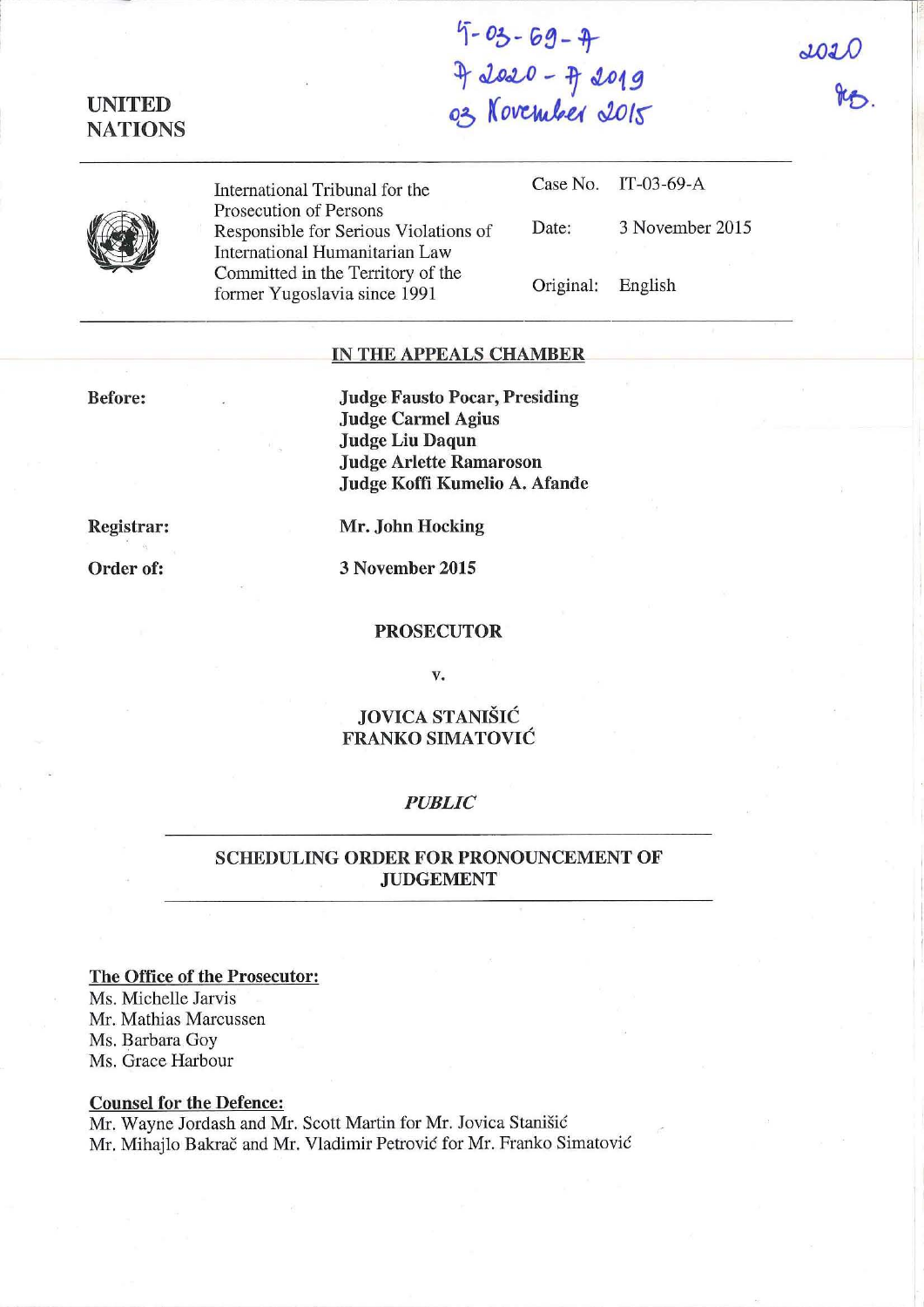IT-03-69-A
A 2020 - A 2019
03 November 2015

2020
RB.

UNITED NATIONS

International Tribunal for the Prosecution of Persons Responsible for Serious Violations of International Humanitarian Law Committed in the Territory of the former Yugoslavia since 1991

| | |
|---|---|
| Case No. | IT-03-69-A |
| Date: | 3 November 2015 |
| Original: | English |

**IN THE APPEALS CHAMBER**

**Before:**
**Judge Fausto Pocar, Presiding**
**Judge Carmel Agius**
**Judge Liu Daqun**
**Judge Arlette Ramaroson**
**Judge Koffi Kumelio A. Afande**

**Registrar:** **Mr. John Hocking**

**Order of:** **3 November 2015**

**PROSECUTOR**

**v.**

**JOVICA STANIŠIĆ**
**FRANKO SIMATOVIĆ**

***PUBLIC***

**SCHEDULING ORDER FOR PRONOUNCEMENT OF JUDGEMENT**

**The Office of the Prosecutor:**
Ms. Michelle Jarvis
Mr. Mathias Marcussen
Ms. Barbara Goy
Ms. Grace Harbour

**Counsel for the Defence:**
Mr. Wayne Jordash and Mr. Scott Martin for Mr. Jovica Stanišić
Mr. Mihajlo Bakrač and Mr. Vladimir Petrović for Mr. Franko Simatović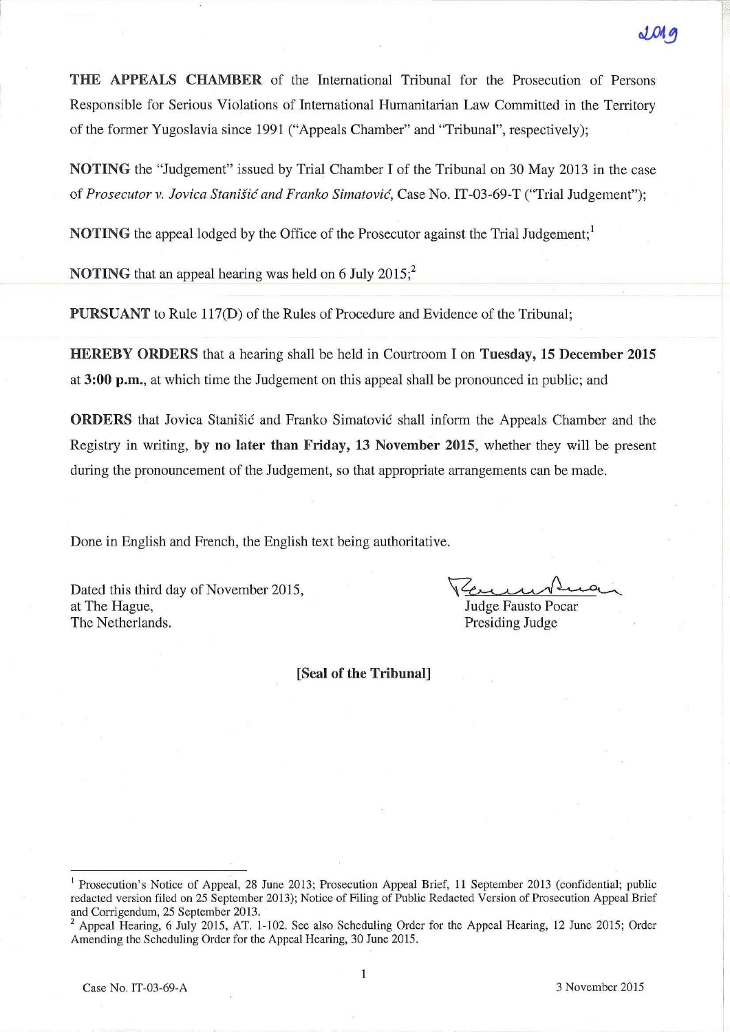**THE APPEALS CHAMBER** of the International Tribunal for the Prosecution of Persons Responsible for Serious Violations of International Humanitarian Law Committed in the Territory of the former Yugoslavia since 1991 ("Appeals Chamber" and "Tribunal", respectively);

**NOTING** the "Judgement" issued by Trial Chamber I of the Tribunal on 30 May 2013 in the case of *Prosecutor v. Jovica Stanišić and Franko Simatović*, Case No. IT-03-69-T ("Trial Judgement");

**NOTING** the appeal lodged by the Office of the Prosecutor against the Trial Judgement;[1]

**NOTING** that an appeal hearing was held on 6 July 2015;[2]

**PURSUANT** to Rule 117(D) of the Rules of Procedure and Evidence of the Tribunal;

**HEREBY ORDERS** that a hearing shall be held in Courtroom I on **Tuesday, 15 December 2015** at **3:00 p.m.**, at which time the Judgement on this appeal shall be pronounced in public; and

**ORDERS** that Jovica Stanišić and Franko Simatović shall inform the Appeals Chamber and the Registry in writing, **by no later than Friday, 13 November 2015**, whether they will be present during the pronouncement of the Judgement, so that appropriate arrangements can be made.

Done in English and French, the English text being authoritative.

Dated this third day of November 2015,
at The Hague,
The Netherlands.

Judge Fausto Pocar
Presiding Judge

**[Seal of the Tribunal]**

---

[1] Prosecution's Notice of Appeal, 28 June 2013; Prosecution Appeal Brief, 11 September 2013 (confidential; public redacted version filed on 25 September 2013); Notice of Filing of Public Redacted Version of Prosecution Appeal Brief and Corrigendum, 25 September 2013.

[2] Appeal Hearing, 6 July 2015, AT. 1-102. See also Scheduling Order for the Appeal Hearing, 12 June 2015; Order Amending the Scheduling Order for the Appeal Hearing, 30 June 2015.